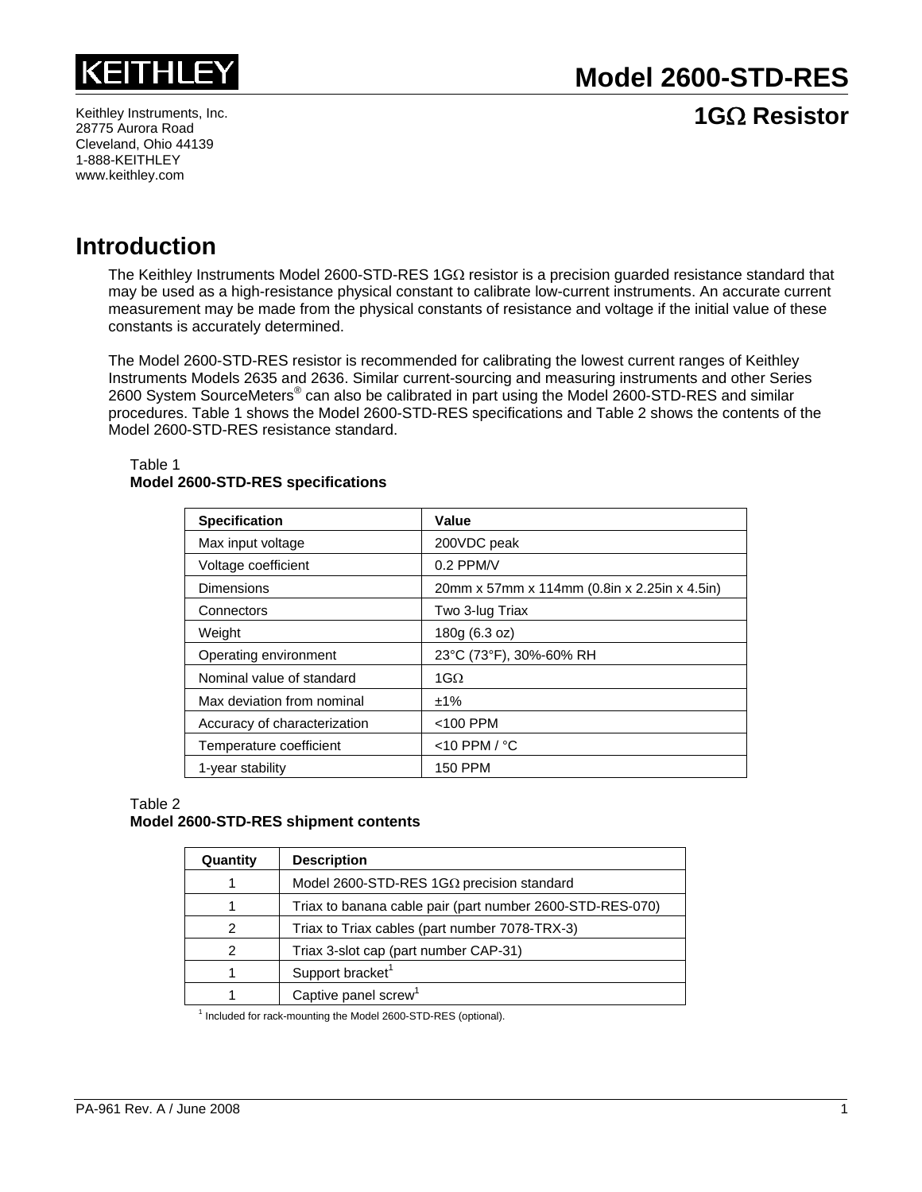KEITHLEY

# Model 2600-STD-RES

## 1GΩ Resistor

Keithley Instruments, Inc.
28775 Aurora Road
Cleveland, Ohio 44139
1-888-KEITHLEY
www.keithley.com

## Introduction

The Keithley Instruments Model 2600-STD-RES 1GΩ resistor is a precision guarded resistance standard that may be used as a high-resistance physical constant to calibrate low-current instruments. An accurate current measurement may be made from the physical constants of resistance and voltage if the initial value of these constants is accurately determined.

The Model 2600-STD-RES resistor is recommended for calibrating the lowest current ranges of Keithley Instruments Models 2635 and 2636. Similar current-sourcing and measuring instruments and other Series 2600 System SourceMeters® can also be calibrated in part using the Model 2600-STD-RES and similar procedures. Table 1 shows the Model 2600-STD-RES specifications and Table 2 shows the contents of the Model 2600-STD-RES resistance standard.

Table 1
**Model 2600-STD-RES specifications**

| Specification | Value |
|---|---|
| Max input voltage | 200VDC peak |
| Voltage coefficient | 0.2 PPM/V |
| Dimensions | 20mm x 57mm x 114mm (0.8in x 2.25in x 4.5in) |
| Connectors | Two 3-lug Triax |
| Weight | 180g (6.3 oz) |
| Operating environment | 23°C (73°F), 30%-60% RH |
| Nominal value of standard | 1GΩ |
| Max deviation from nominal | ±1% |
| Accuracy of characterization | <100 PPM |
| Temperature coefficient | <10 PPM / °C |
| 1-year stability | 150 PPM |

Table 2
**Model 2600-STD-RES shipment contents**

| Quantity | Description |
|---|---|
| 1 | Model 2600-STD-RES 1GΩ precision standard |
| 1 | Triax to banana cable pair (part number 2600-STD-RES-070) |
| 2 | Triax to Triax cables (part number 7078-TRX-3) |
| 2 | Triax 3-slot cap (part number CAP-31) |
| 1 | Support bracket[1] |
| 1 | Captive panel screw[1] |

[1] Included for rack-mounting the Model 2600-STD-RES (optional).

PA-961 Rev. A / June 2008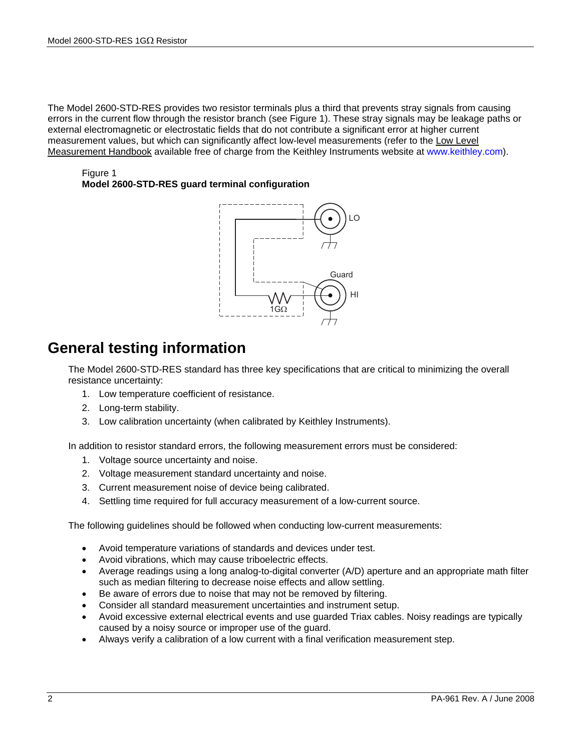The Model 2600-STD-RES provides two resistor terminals plus a third that prevents stray signals from causing errors in the current flow through the resistor branch (see Figure 1). These stray signals may be leakage paths or external electromagnetic or electrostatic fields that do not contribute a significant error at higher current measurement values, but which can significantly affect low-level measurements (refer to the Low Level Measurement Handbook available free of charge from the Keithley Instruments website at www.keithley.com).

Figure 1
**Model 2600-STD-RES guard terminal configuration**

# General testing information

The Model 2600-STD-RES standard has three key specifications that are critical to minimizing the overall resistance uncertainty:

1. Low temperature coefficient of resistance.
2. Long-term stability.
3. Low calibration uncertainty (when calibrated by Keithley Instruments).

In addition to resistor standard errors, the following measurement errors must be considered:

1. Voltage source uncertainty and noise.
2. Voltage measurement standard uncertainty and noise.
3. Current measurement noise of device being calibrated.
4. Settling time required for full accuracy measurement of a low-current source.

The following guidelines should be followed when conducting low-current measurements:

- Avoid temperature variations of standards and devices under test.
- Avoid vibrations, which may cause triboelectric effects.
- Average readings using a long analog-to-digital converter (A/D) aperture and an appropriate math filter such as median filtering to decrease noise effects and allow settling.
- Be aware of errors due to noise that may not be removed by filtering.
- Consider all standard measurement uncertainties and instrument setup.
- Avoid excessive external electrical events and use guarded Triax cables. Noisy readings are typically caused by a noisy source or improper use of the guard.
- Always verify a calibration of a low current with a final verification measurement step.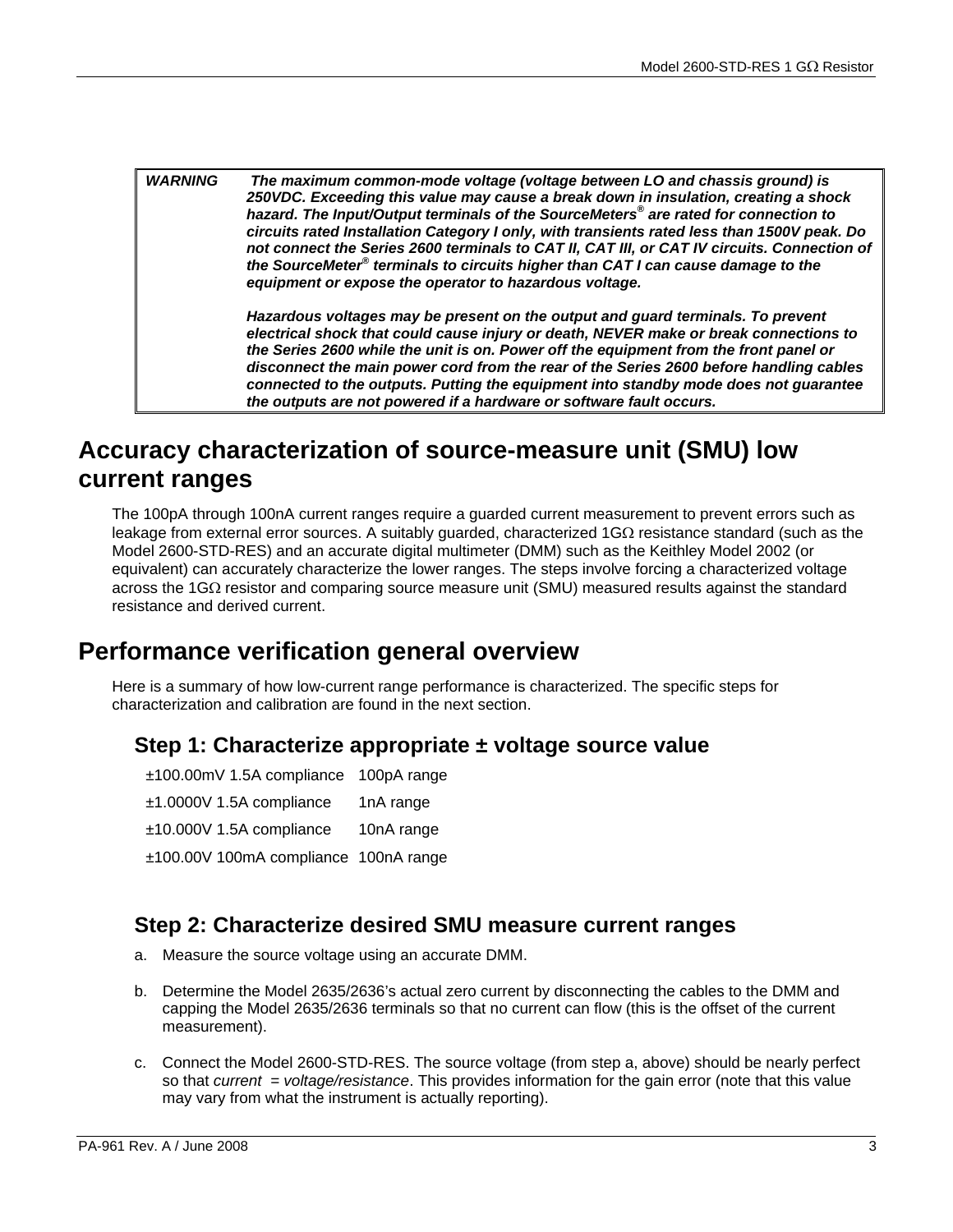| | |
|---|---|
| ***WARNING*** | ***The maximum common-mode voltage (voltage between LO and chassis ground) is 250VDC. Exceeding this value may cause a break down in insulation, creating a shock hazard. The Input/Output terminals of the SourceMeters® are rated for connection to circuits rated Installation Category I only, with transients rated less than 1500V peak. Do not connect the Series 2600 terminals to CAT II, CAT III, or CAT IV circuits. Connection of the SourceMeter® terminals to circuits higher than CAT I can cause damage to the equipment or expose the operator to hazardous voltage.*** <br><br> ***Hazardous voltages may be present on the output and guard terminals. To prevent electrical shock that could cause injury or death, NEVER make or break connections to the Series 2600 while the unit is on. Power off the equipment from the front panel or disconnect the main power cord from the rear of the Series 2600 before handling cables connected to the outputs. Putting the equipment into standby mode does not guarantee the outputs are not powered if a hardware or software fault occurs.*** |

# Accuracy characterization of source-measure unit (SMU) low current ranges

The 100pA through 100nA current ranges require a guarded current measurement to prevent errors such as leakage from external error sources. A suitably guarded, characterized 1GΩ resistance standard (such as the Model 2600-STD-RES) and an accurate digital multimeter (DMM) such as the Keithley Model 2002 (or equivalent) can accurately characterize the lower ranges. The steps involve forcing a characterized voltage across the 1GΩ resistor and comparing source measure unit (SMU) measured results against the standard resistance and derived current.

# Performance verification general overview

Here is a summary of how low-current range performance is characterized. The specific steps for characterization and calibration are found in the next section.

## Step 1: Characterize appropriate ± voltage source value

| | |
|---|---|
| ±100.00mV 1.5A compliance | 100pA range |
| ±1.0000V 1.5A compliance | 1nA range |
| ±10.000V 1.5A compliance | 10nA range |
| ±100.00V 100mA compliance | 100nA range |

## Step 2: Characterize desired SMU measure current ranges

a. Measure the source voltage using an accurate DMM.

b. Determine the Model 2635/2636's actual zero current by disconnecting the cables to the DMM and capping the Model 2635/2636 terminals so that no current can flow (this is the offset of the current measurement).

c. Connect the Model 2600-STD-RES. The source voltage (from step a, above) should be nearly perfect so that *current = voltage/resistance*. This provides information for the gain error (note that this value may vary from what the instrument is actually reporting).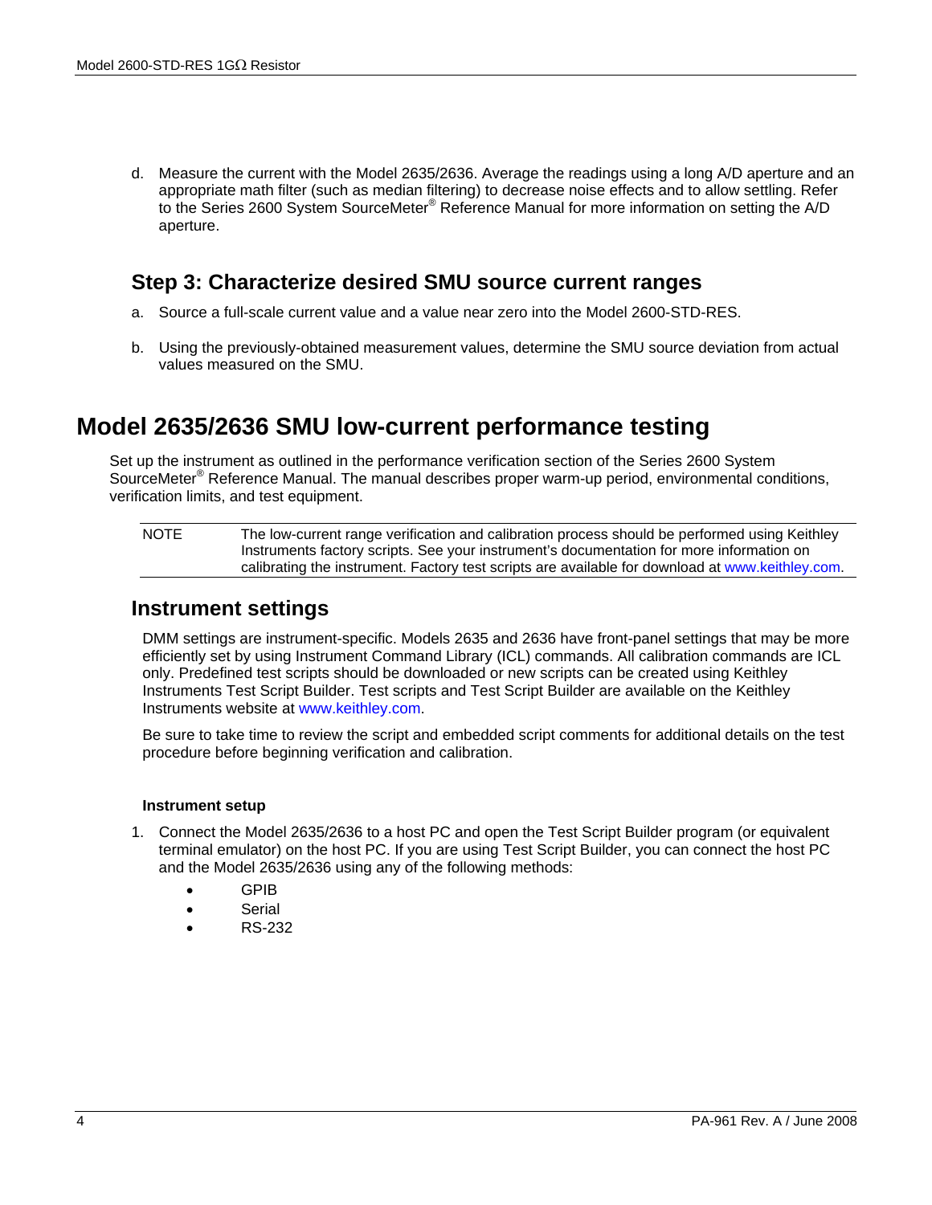d. Measure the current with the Model 2635/2636. Average the readings using a long A/D aperture and an appropriate math filter (such as median filtering) to decrease noise effects and to allow settling. Refer to the Series 2600 System SourceMeter® Reference Manual for more information on setting the A/D aperture.

### Step 3: Characterize desired SMU source current ranges

a. Source a full-scale current value and a value near zero into the Model 2600-STD-RES.

b. Using the previously-obtained measurement values, determine the SMU source deviation from actual values measured on the SMU.

## Model 2635/2636 SMU low-current performance testing

Set up the instrument as outlined in the performance verification section of the Series 2600 System SourceMeter® Reference Manual. The manual describes proper warm-up period, environmental conditions, verification limits, and test equipment.

NOTE The low-current range verification and calibration process should be performed using Keithley Instruments factory scripts. See your instrument's documentation for more information on calibrating the instrument. Factory test scripts are available for download at www.keithley.com.

### Instrument settings

DMM settings are instrument-specific. Models 2635 and 2636 have front-panel settings that may be more efficiently set by using Instrument Command Library (ICL) commands. All calibration commands are ICL only. Predefined test scripts should be downloaded or new scripts can be created using Keithley Instruments Test Script Builder. Test scripts and Test Script Builder are available on the Keithley Instruments website at www.keithley.com.

Be sure to take time to review the script and embedded script comments for additional details on the test procedure before beginning verification and calibration.

**Instrument setup**

1. Connect the Model 2635/2636 to a host PC and open the Test Script Builder program (or equivalent terminal emulator) on the host PC. If you are using Test Script Builder, you can connect the host PC and the Model 2635/2636 using any of the following methods:
   - GPIB
   - Serial
   - RS-232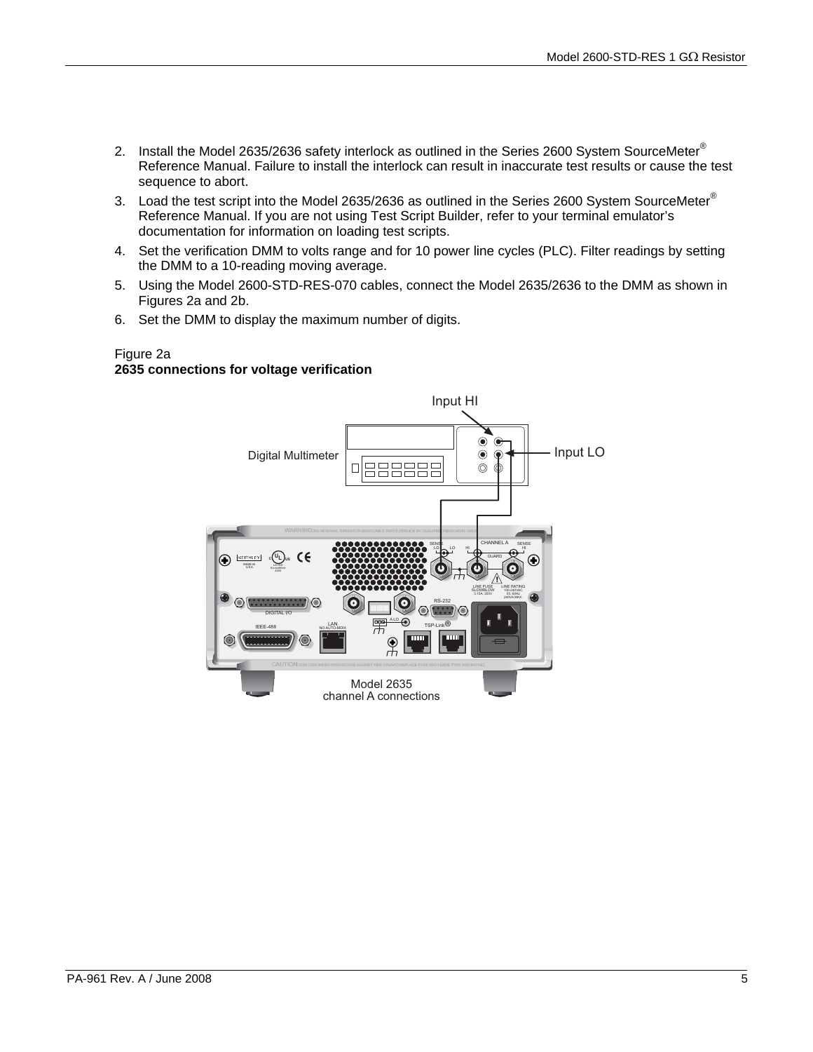2. Install the Model 2635/2636 safety interlock as outlined in the Series 2600 System SourceMeter® Reference Manual. Failure to install the interlock can result in inaccurate test results or cause the test sequence to abort.
3. Load the test script into the Model 2635/2636 as outlined in the Series 2600 System SourceMeter® Reference Manual. If you are not using Test Script Builder, refer to your terminal emulator's documentation for information on loading test scripts.
4. Set the verification DMM to volts range and for 10 power line cycles (PLC). Filter readings by setting the DMM to a 10-reading moving average.
5. Using the Model 2600-STD-RES-070 cables, connect the Model 2635/2636 to the DMM as shown in Figures 2a and 2b.
6. Set the DMM to display the maximum number of digits.

Figure 2a
**2635 connections for voltage verification**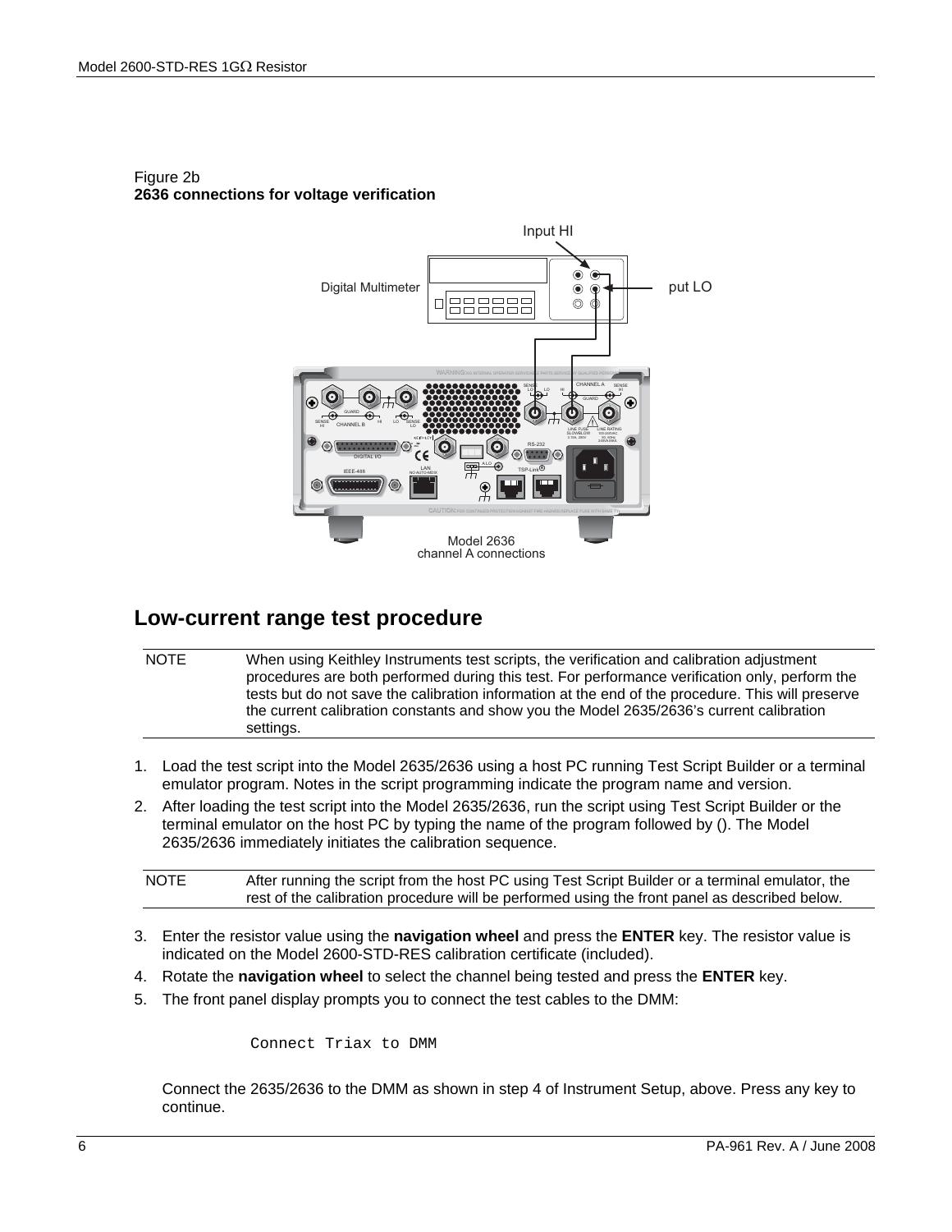Figure 2b
**2636 connections for voltage verification**

## Low-current range test procedure

| NOTE | When using Keithley Instruments test scripts, the verification and calibration adjustment procedures are both performed during this test. For performance verification only, perform the tests but do not save the calibration information at the end of the procedure. This will preserve the current calibration constants and show you the Model 2635/2636's current calibration settings. |
|---|---|

1. Load the test script into the Model 2635/2636 using a host PC running Test Script Builder or a terminal emulator program. Notes in the script programming indicate the program name and version.
2. After loading the test script into the Model 2635/2636, run the script using Test Script Builder or the terminal emulator on the host PC by typing the name of the program followed by (). The Model 2635/2636 immediately initiates the calibration sequence.

| NOTE | After running the script from the host PC using Test Script Builder or a terminal emulator, the rest of the calibration procedure will be performed using the front panel as described below. |
|---|---|

3. Enter the resistor value using the **navigation wheel** and press the **ENTER** key. The resistor value is indicated on the Model 2600-STD-RES calibration certificate (included).
4. Rotate the **navigation wheel** to select the channel being tested and press the **ENTER** key.
5. The front panel display prompts you to connect the test cables to the DMM:

```
Connect Triax to DMM
```

   Connect the 2635/2636 to the DMM as shown in step 4 of Instrument Setup, above. Press any key to continue.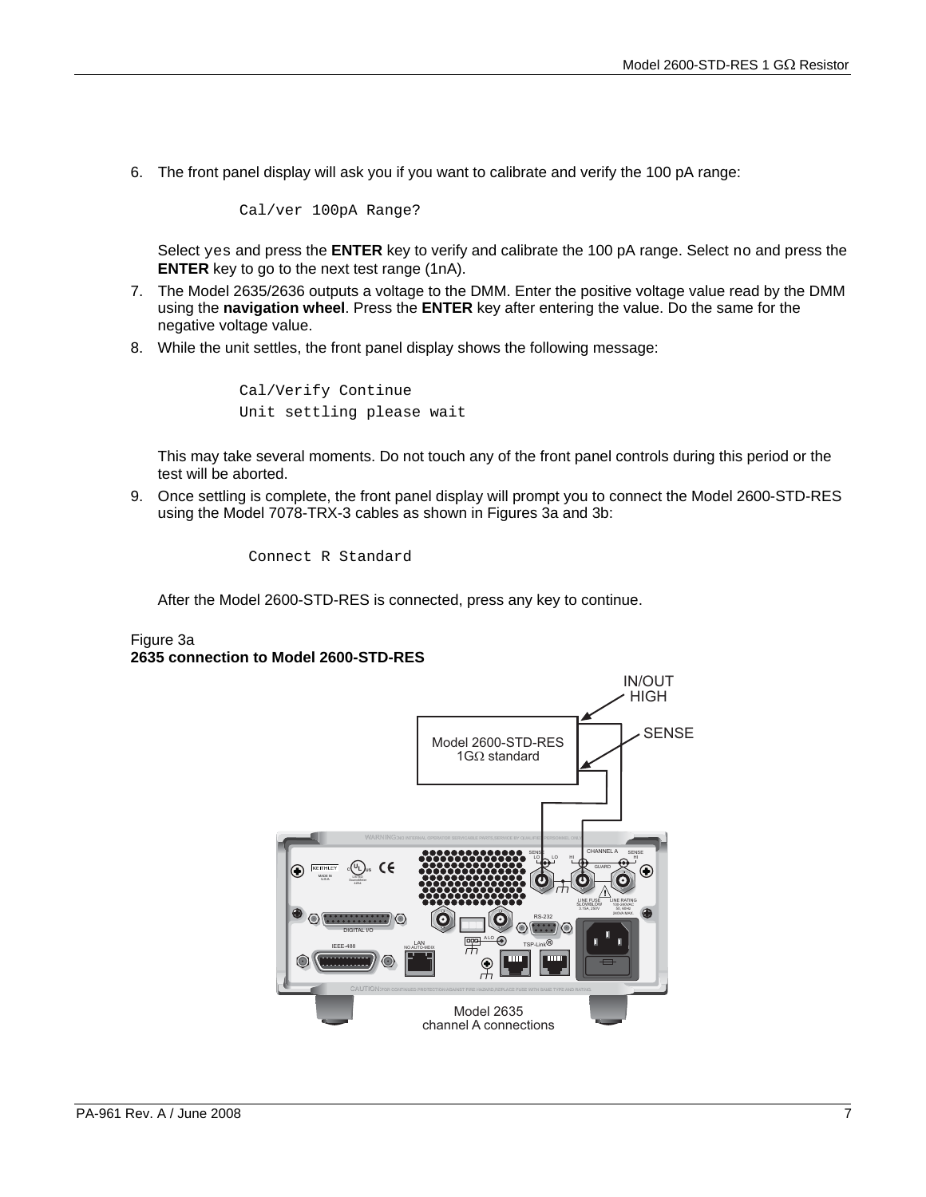6. The front panel display will ask you if you want to calibrate and verify the 100 pA range:

```
Cal/ver 100pA Range?
```

   Select yes and press the **ENTER** key to verify and calibrate the 100 pA range. Select no and press the **ENTER** key to go to the next test range (1nA).

7. The Model 2635/2636 outputs a voltage to the DMM. Enter the positive voltage value read by the DMM using the **navigation wheel**. Press the **ENTER** key after entering the value. Do the same for the negative voltage value.

8. While the unit settles, the front panel display shows the following message:

```
Cal/Verify Continue
Unit settling please wait
```

   This may take several moments. Do not touch any of the front panel controls during this period or the test will be aborted.

9. Once settling is complete, the front panel display will prompt you to connect the Model 2600-STD-RES using the Model 7078-TRX-3 cables as shown in Figures 3a and 3b:

```
Connect R Standard
```

   After the Model 2600-STD-RES is connected, press any key to continue.

Figure 3a
**2635 connection to Model 2600-STD-RES**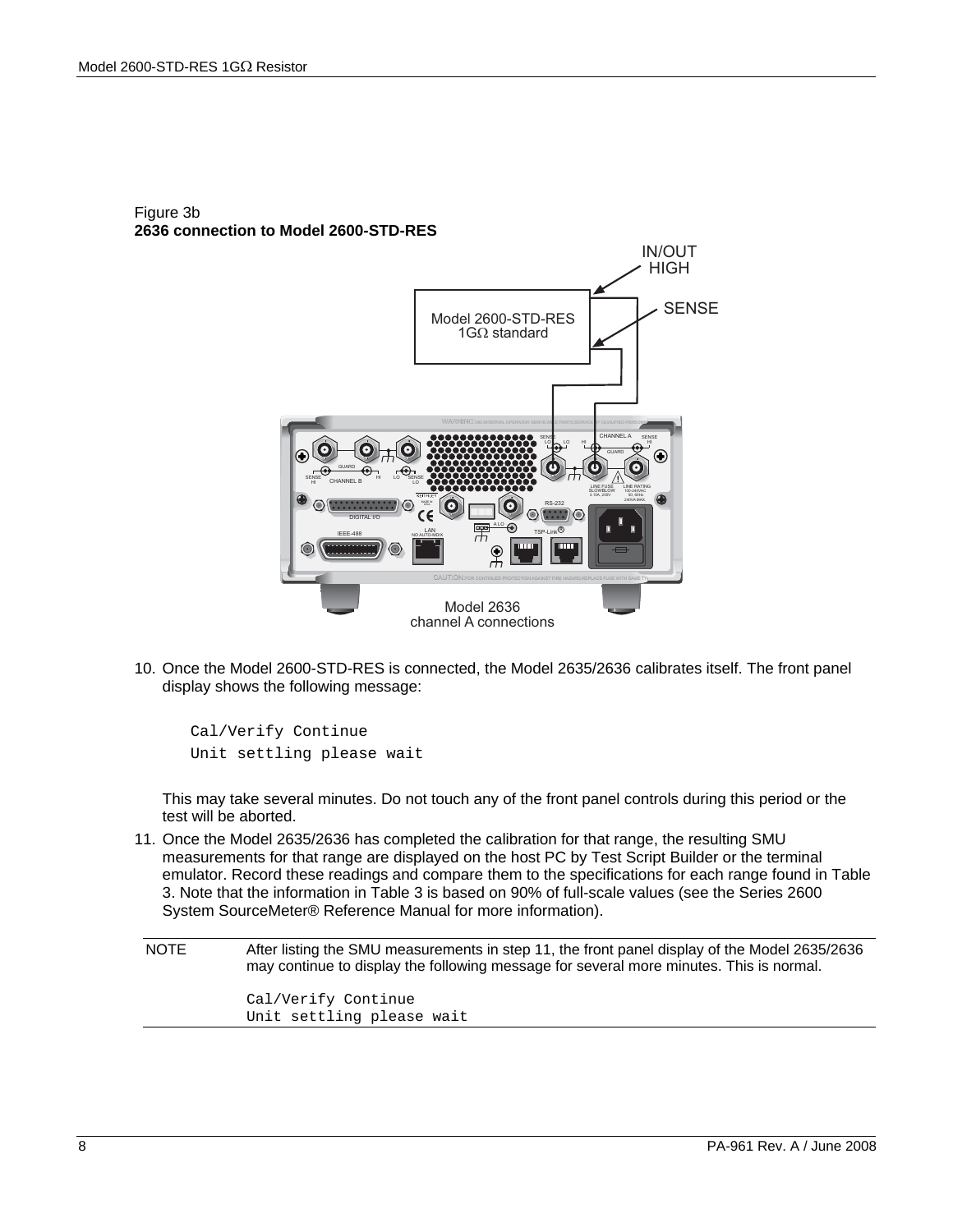Figure 3b
**2636 connection to Model 2600-STD-RES**

10. Once the Model 2600-STD-RES is connected, the Model 2635/2636 calibrates itself. The front panel display shows the following message:

```
Cal/Verify Continue
Unit settling please wait
```

    This may take several minutes. Do not touch any of the front panel controls during this period or the test will be aborted.

11. Once the Model 2635/2636 has completed the calibration for that range, the resulting SMU measurements for that range are displayed on the host PC by Test Script Builder or the terminal emulator. Record these readings and compare them to the specifications for each range found in Table 3. Note that the information in Table 3 is based on 90% of full-scale values (see the Series 2600 System SourceMeter® Reference Manual for more information).

NOTE After listing the SMU measurements in step 11, the front panel display of the Model 2635/2636 may continue to display the following message for several more minutes. This is normal.

```
Cal/Verify Continue
Unit settling please wait
```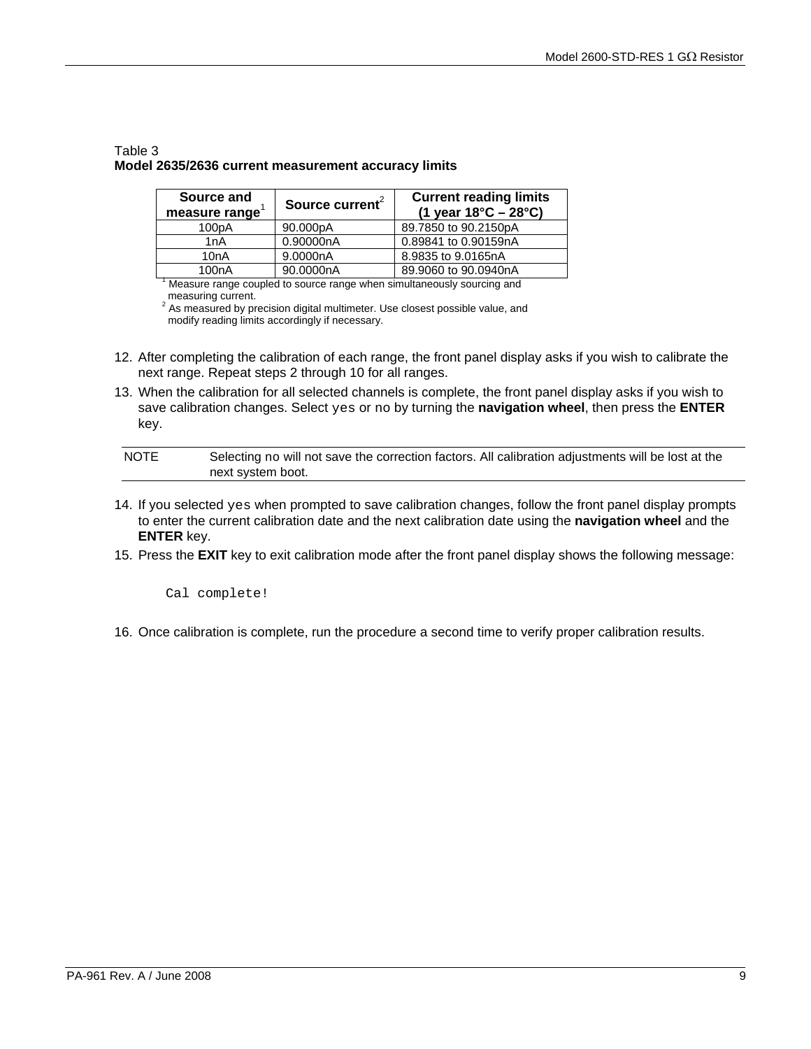Table 3
**Model 2635/2636 current measurement accuracy limits**

| Source and measure range[1] | Source current[2] | Current reading limits (1 year 18°C – 28°C) |
|---|---|---|
| 100pA | 90.000pA | 89.7850 to 90.2150pA |
| 1nA | 0.90000nA | 0.89841 to 0.90159nA |
| 10nA | 9.0000nA | 8.9835 to 9.0165nA |
| 100nA | 90.0000nA | 89.9060 to 90.0940nA |

[1] Measure range coupled to source range when simultaneously sourcing and measuring current.
[2] As measured by precision digital multimeter. Use closest possible value, and modify reading limits accordingly if necessary.

12. After completing the calibration of each range, the front panel display asks if you wish to calibrate the next range. Repeat steps 2 through 10 for all ranges.
13. When the calibration for all selected channels is complete, the front panel display asks if you wish to save calibration changes. Select `yes` or `no` by turning the **navigation wheel**, then press the **ENTER** key.

NOTE Selecting `no` will not save the correction factors. All calibration adjustments will be lost at the next system boot.

14. If you selected `yes` when prompted to save calibration changes, follow the front panel display prompts to enter the current calibration date and the next calibration date using the **navigation wheel** and the **ENTER** key.
15. Press the **EXIT** key to exit calibration mode after the front panel display shows the following message:

```
Cal complete!
```

16. Once calibration is complete, run the procedure a second time to verify proper calibration results.